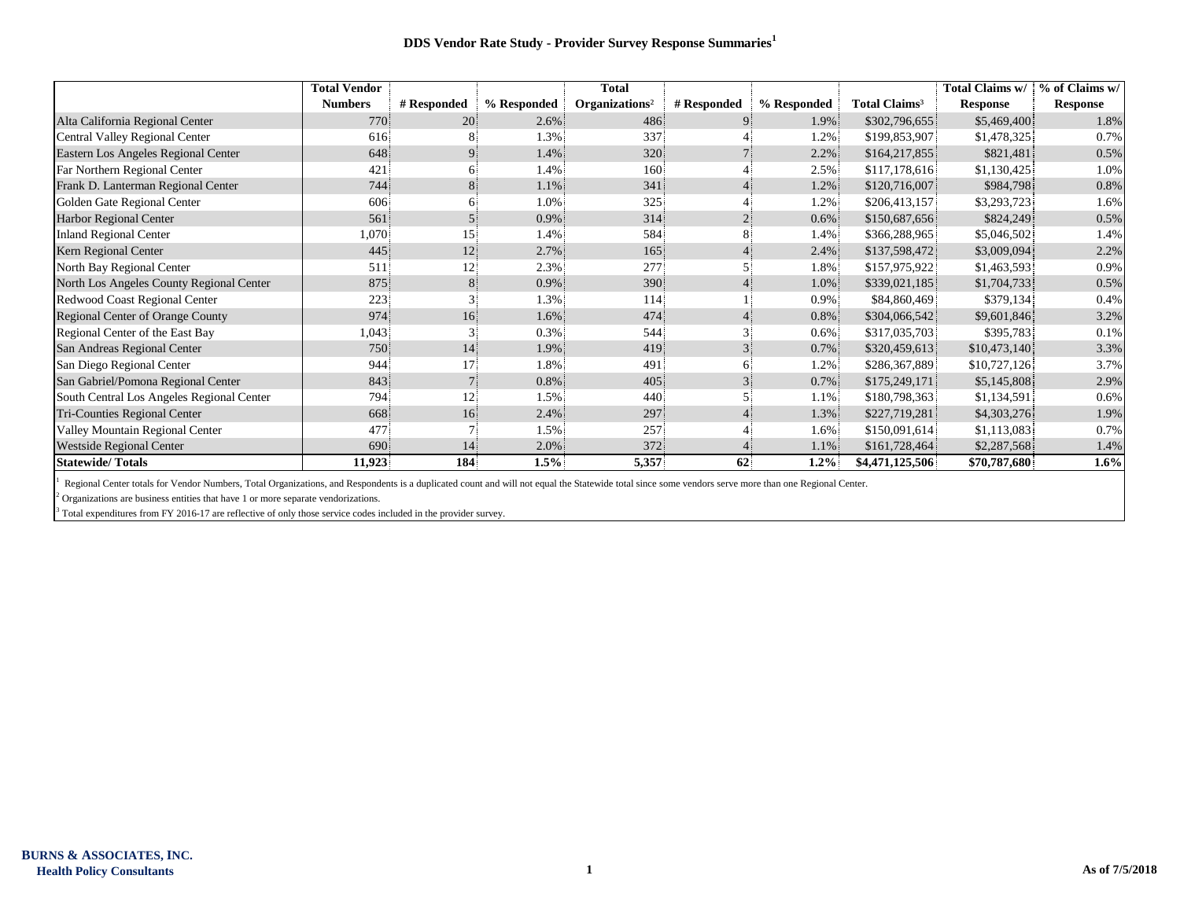# DDS Vendor Rate Study - Provider Survey Response Summaries[1]

| | Total Vendor Numbers | # Responded | % Responded | Total Organizations[2] | # Responded | % Responded | Total Claims[3] | Total Claims w/ Response | % of Claims w/ Response |
|---|---|---|---|---|---|---|---|---|---|
| Alta California Regional Center | 770 | 20 | 2.6% | 486 | 9 | 1.9% | $302,796,655 | $5,469,400 | 1.8% |
| Central Valley Regional Center | 616 | 8 | 1.3% | 337 | 4 | 1.2% | $199,853,907 | $1,478,325 | 0.7% |
| Eastern Los Angeles Regional Center | 648 | 9 | 1.4% | 320 | 7 | 2.2% | $164,217,855 | $821,481 | 0.5% |
| Far Northern Regional Center | 421 | 6 | 1.4% | 160 | 4 | 2.5% | $117,178,616 | $1,130,425 | 1.0% |
| Frank D. Lanterman Regional Center | 744 | 8 | 1.1% | 341 | 4 | 1.2% | $120,716,007 | $984,798 | 0.8% |
| Golden Gate Regional Center | 606 | 6 | 1.0% | 325 | 4 | 1.2% | $206,413,157 | $3,293,723 | 1.6% |
| Harbor Regional Center | 561 | 5 | 0.9% | 314 | 2 | 0.6% | $150,687,656 | $824,249 | 0.5% |
| Inland Regional Center | 1,070 | 15 | 1.4% | 584 | 8 | 1.4% | $366,288,965 | $5,046,502 | 1.4% |
| Kern Regional Center | 445 | 12 | 2.7% | 165 | 4 | 2.4% | $137,598,472 | $3,009,094 | 2.2% |
| North Bay Regional Center | 511 | 12 | 2.3% | 277 | 5 | 1.8% | $157,975,922 | $1,463,593 | 0.9% |
| North Los Angeles County Regional Center | 875 | 8 | 0.9% | 390 | 4 | 1.0% | $339,021,185 | $1,704,733 | 0.5% |
| Redwood Coast Regional Center | 223 | 3 | 1.3% | 114 | 1 | 0.9% | $84,860,469 | $379,134 | 0.4% |
| Regional Center of Orange County | 974 | 16 | 1.6% | 474 | 4 | 0.8% | $304,066,542 | $9,601,846 | 3.2% |
| Regional Center of the East Bay | 1,043 | 3 | 0.3% | 544 | 3 | 0.6% | $317,035,703 | $395,783 | 0.1% |
| San Andreas Regional Center | 750 | 14 | 1.9% | 419 | 3 | 0.7% | $320,459,613 | $10,473,140 | 3.3% |
| San Diego Regional Center | 944 | 17 | 1.8% | 491 | 6 | 1.2% | $286,367,889 | $10,727,126 | 3.7% |
| San Gabriel/Pomona Regional Center | 843 | 7 | 0.8% | 405 | 3 | 0.7% | $175,249,171 | $5,145,808 | 2.9% |
| South Central Los Angeles Regional Center | 794 | 12 | 1.5% | 440 | 5 | 1.1% | $180,798,363 | $1,134,591 | 0.6% |
| Tri-Counties Regional Center | 668 | 16 | 2.4% | 297 | 4 | 1.3% | $227,719,281 | $4,303,276 | 1.9% |
| Valley Mountain Regional Center | 477 | 7 | 1.5% | 257 | 4 | 1.6% | $150,091,614 | $1,113,083 | 0.7% |
| Westside Regional Center | 690 | 14 | 2.0% | 372 | 4 | 1.1% | $161,728,464 | $2,287,568 | 1.4% |
| **Statewide/ Totals** | **11,923** | **184** | **1.5%** | **5,357** | **62** | **1.2%** | **$4,471,125,506** | **$70,787,680** | **1.6%** |

[1] Regional Center totals for Vendor Numbers, Total Organizations, and Respondents is a duplicated count and will not equal the Statewide total since some vendors serve more than one Regional Center.

[2] Organizations are business entities that have 1 or more separate vendorizations.

[3] Total expenditures from FY 2016-17 are reflective of only those service codes included in the provider survey.

**BURNS & ASSOCIATES, INC.**
**Health Policy Consultants**

As of 7/5/2018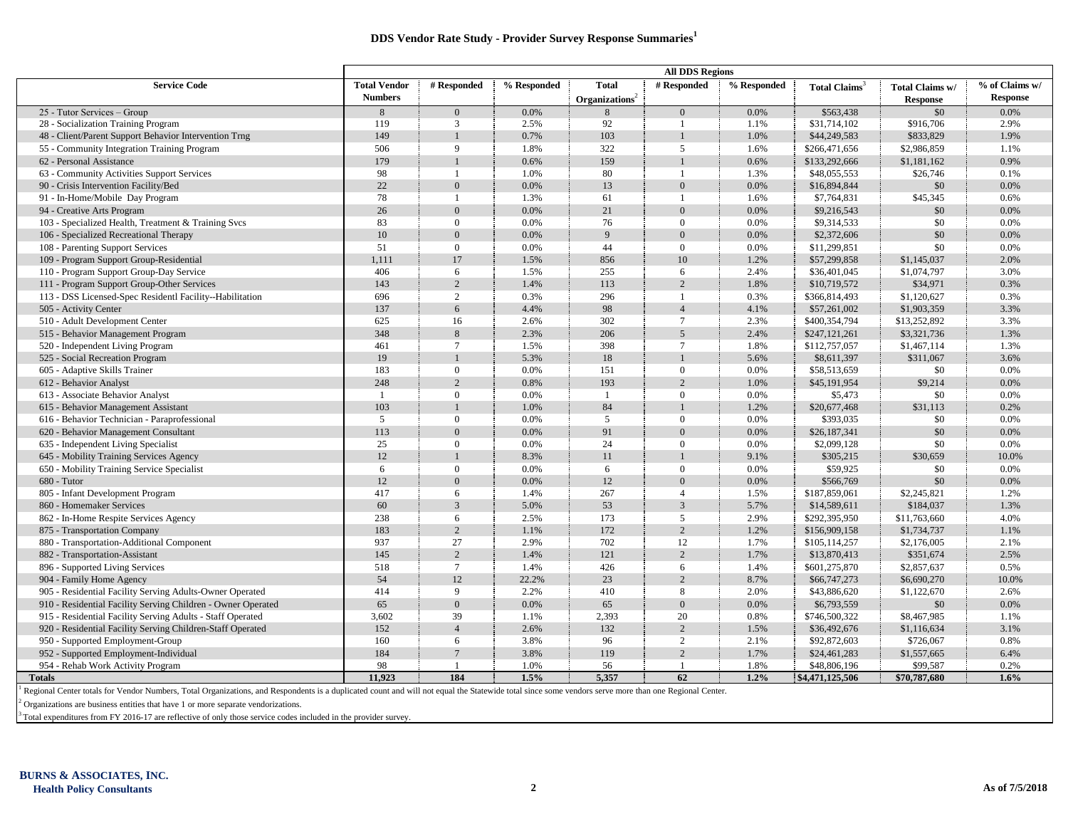## DDS Vendor Rate Study - Provider Survey Response Summaries[1]

| Service Code | All DDS Regions | | | | | | | | |
|---|---|---|---|---|---|---|---|---|---|
| | Total Vendor Numbers | # Responded | % Responded | Total Organizations[2] | # Responded | % Responded | Total Claims[3] | Total Claims w/ Response | % of Claims w/ Response |
| 25 - Tutor Services – Group | 8 | 0 | 0.0% | 8 | 0 | 0.0% | $563,438 | $0 | 0.0% |
| 28 - Socialization Training Program | 119 | 3 | 2.5% | 92 | 1 | 1.1% | $31,714,102 | $916,706 | 2.9% |
| 48 - Client/Parent Support Behavior Intervention Trng | 149 | 1 | 0.7% | 103 | 1 | 1.0% | $44,249,583 | $833,829 | 1.9% |
| 55 - Community Integration Training Program | 506 | 9 | 1.8% | 322 | 5 | 1.6% | $266,471,656 | $2,986,859 | 1.1% |
| 62 - Personal Assistance | 179 | 1 | 0.6% | 159 | 1 | 0.6% | $133,292,666 | $1,181,162 | 0.9% |
| 63 - Community Activities Support Services | 98 | 1 | 1.0% | 80 | 1 | 1.3% | $48,055,553 | $26,746 | 0.1% |
| 90 - Crisis Intervention Facility/Bed | 22 | 0 | 0.0% | 13 | 0 | 0.0% | $16,894,844 | $0 | 0.0% |
| 91 - In-Home/Mobile Day Program | 78 | 1 | 1.3% | 61 | 1 | 1.6% | $7,764,831 | $45,345 | 0.6% |
| 94 - Creative Arts Program | 26 | 0 | 0.0% | 21 | 0 | 0.0% | $9,216,543 | $0 | 0.0% |
| 103 - Specialized Health, Treatment & Training Svcs | 83 | 0 | 0.0% | 76 | 0 | 0.0% | $9,314,533 | $0 | 0.0% |
| 106 - Specialized Recreational Therapy | 10 | 0 | 0.0% | 9 | 0 | 0.0% | $2,372,606 | $0 | 0.0% |
| 108 - Parenting Support Services | 51 | 0 | 0.0% | 44 | 0 | 0.0% | $11,299,851 | $0 | 0.0% |
| 109 - Program Support Group-Residential | 1,111 | 17 | 1.5% | 856 | 10 | 1.2% | $57,299,858 | $1,145,037 | 2.0% |
| 110 - Program Support Group-Day Service | 406 | 6 | 1.5% | 255 | 6 | 2.4% | $36,401,045 | $1,074,797 | 3.0% |
| 111 - Program Support Group-Other Services | 143 | 2 | 1.4% | 113 | 2 | 1.8% | $10,719,572 | $34,971 | 0.3% |
| 113 - DSS Licensed-Spec Residentl Facility--Habilitation | 696 | 2 | 0.3% | 296 | 1 | 0.3% | $366,814,493 | $1,120,627 | 0.3% |
| 505 - Activity Center | 137 | 6 | 4.4% | 98 | 4 | 4.1% | $57,261,002 | $1,903,359 | 3.3% |
| 510 - Adult Development Center | 625 | 16 | 2.6% | 302 | 7 | 2.3% | $400,354,794 | $13,252,892 | 3.3% |
| 515 - Behavior Management Program | 348 | 8 | 2.3% | 206 | 5 | 2.4% | $247,121,261 | $3,321,736 | 1.3% |
| 520 - Independent Living Program | 461 | 7 | 1.5% | 398 | 7 | 1.8% | $112,757,057 | $1,467,114 | 1.3% |
| 525 - Social Recreation Program | 19 | 1 | 5.3% | 18 | 1 | 5.6% | $8,611,397 | $311,067 | 3.6% |
| 605 - Adaptive Skills Trainer | 183 | 0 | 0.0% | 151 | 0 | 0.0% | $58,513,659 | $0 | 0.0% |
| 612 - Behavior Analyst | 248 | 2 | 0.8% | 193 | 2 | 1.0% | $45,191,954 | $9,214 | 0.0% |
| 613 - Associate Behavior Analyst | 1 | 0 | 0.0% | 1 | 0 | 0.0% | $5,473 | $0 | 0.0% |
| 615 - Behavior Management Assistant | 103 | 1 | 1.0% | 84 | 1 | 1.2% | $20,677,468 | $31,113 | 0.2% |
| 616 - Behavior Technician - Paraprofessional | 5 | 0 | 0.0% | 5 | 0 | 0.0% | $393,035 | $0 | 0.0% |
| 620 - Behavior Management Consultant | 113 | 0 | 0.0% | 91 | 0 | 0.0% | $26,187,341 | $0 | 0.0% |
| 635 - Independent Living Specialist | 25 | 0 | 0.0% | 24 | 0 | 0.0% | $2,099,128 | $0 | 0.0% |
| 645 - Mobility Training Services Agency | 12 | 1 | 8.3% | 11 | 1 | 9.1% | $305,215 | $30,659 | 10.0% |
| 650 - Mobility Training Service Specialist | 6 | 0 | 0.0% | 6 | 0 | 0.0% | $59,925 | $0 | 0.0% |
| 680 - Tutor | 12 | 0 | 0.0% | 12 | 0 | 0.0% | $566,769 | $0 | 0.0% |
| 805 - Infant Development Program | 417 | 6 | 1.4% | 267 | 4 | 1.5% | $187,859,061 | $2,245,821 | 1.2% |
| 860 - Homemaker Services | 60 | 3 | 5.0% | 53 | 3 | 5.7% | $14,589,611 | $184,037 | 1.3% |
| 862 - In-Home Respite Services Agency | 238 | 6 | 2.5% | 173 | 5 | 2.9% | $292,395,950 | $11,763,660 | 4.0% |
| 875 - Transportation Company | 183 | 2 | 1.1% | 172 | 2 | 1.2% | $156,909,158 | $1,734,737 | 1.1% |
| 880 - Transportation-Additional Component | 937 | 27 | 2.9% | 702 | 12 | 1.7% | $105,114,257 | $2,176,005 | 2.1% |
| 882 - Transportation-Assistant | 145 | 2 | 1.4% | 121 | 2 | 1.7% | $13,870,413 | $351,674 | 2.5% |
| 896 - Supported Living Services | 518 | 7 | 1.4% | 426 | 6 | 1.4% | $601,275,870 | $2,857,637 | 0.5% |
| 904 - Family Home Agency | 54 | 12 | 22.2% | 23 | 2 | 8.7% | $66,747,273 | $6,690,270 | 10.0% |
| 905 - Residential Facility Serving Adults-Owner Operated | 414 | 9 | 2.2% | 410 | 8 | 2.0% | $43,886,620 | $1,122,670 | 2.6% |
| 910 - Residential Facility Serving Children - Owner Operated | 65 | 0 | 0.0% | 65 | 0 | 0.0% | $6,793,559 | $0 | 0.0% |
| 915 - Residential Facility Serving Adults - Staff Operated | 3,602 | 39 | 1.1% | 2,393 | 20 | 0.8% | $746,500,322 | $8,467,985 | 1.1% |
| 920 - Residential Facility Serving Children-Staff Operated | 152 | 4 | 2.6% | 132 | 2 | 1.5% | $36,492,676 | $1,116,634 | 3.1% |
| 950 - Supported Employment-Group | 160 | 6 | 3.8% | 96 | 2 | 2.1% | $92,872,603 | $726,067 | 0.8% |
| 952 - Supported Employment-Individual | 184 | 7 | 3.8% | 119 | 2 | 1.7% | $24,461,283 | $1,557,665 | 6.4% |
| 954 - Rehab Work Activity Program | 98 | 1 | 1.0% | 56 | 1 | 1.8% | $48,806,196 | $99,587 | 0.2% |
| **Totals** | **11,923** | **184** | **1.5%** | **5,357** | **62** | **1.2%** | **$4,471,125,506** | **$70,787,680** | **1.6%** |

[1] Regional Center totals for Vendor Numbers, Total Organizations, and Respondents is a duplicated count and will not equal the Statewide total since some vendors serve more than one Regional Center.

[2] Organizations are business entities that have 1 or more separate vendorizations.

[3] Total expenditures from FY 2016-17 are reflective of only those service codes included in the provider survey.

**BURNS & ASSOCIATES, INC.**
**Health Policy Consultants**

**As of 7/5/2018**